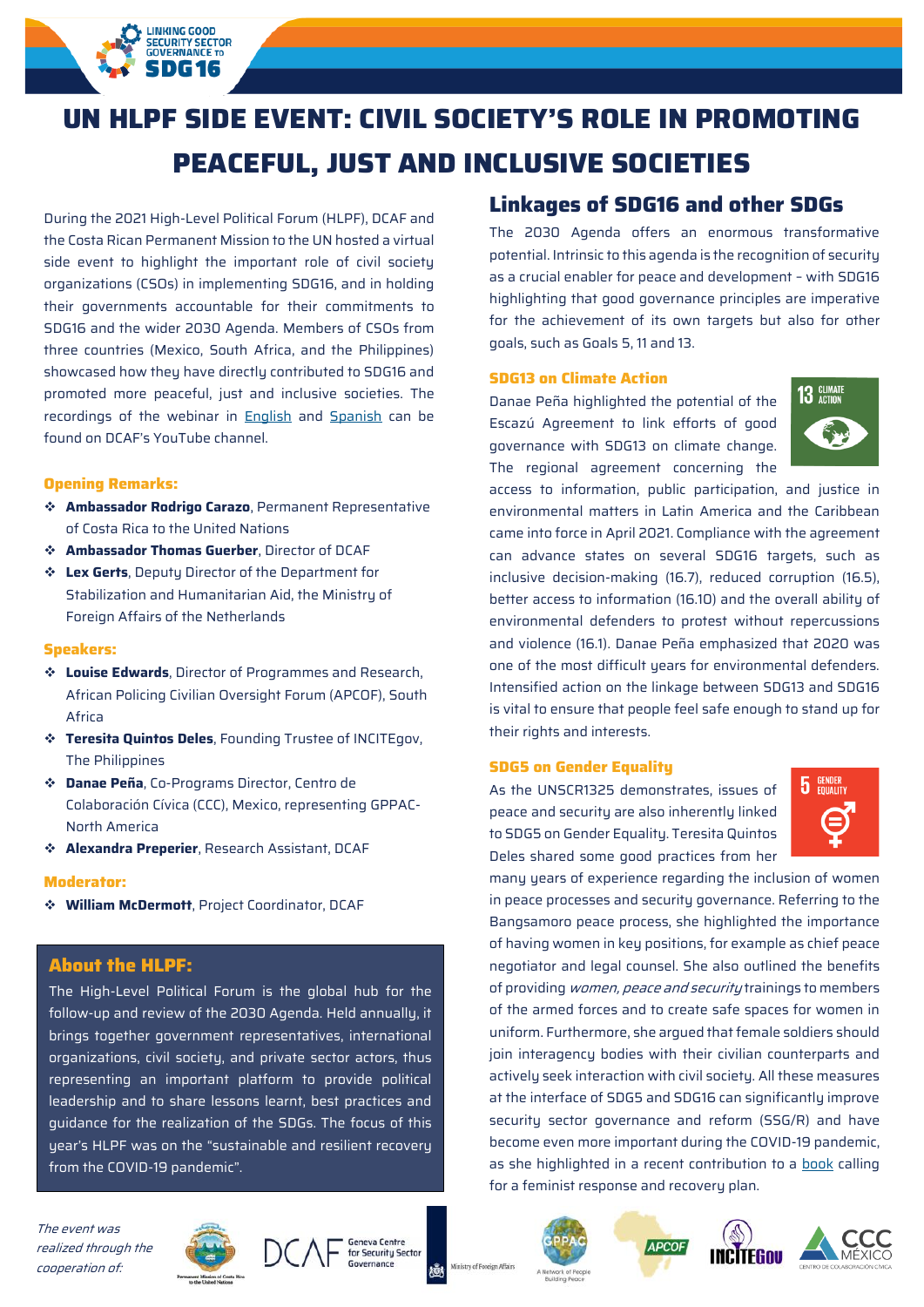# UN HLPF SIDE EVENT: CIVIL SOCIETY'S ROLE IN PROMOTING PEACEFUL, JUST AND INCLUSIVE SOCIETIES

During the 2021 High-Level Political Forum (HLPF), DCAF and the Costa Rican Permanent Mission to the UN hosted a virtual side event to highlight the important role of civil society organizations (CSOs) in implementing SDG16, and in holding their governments accountable for their commitments to SDG16 and the wider 2030 Agenda. Members of CSOs from three countries (Mexico, South Africa, and the Philippines) showcased how they have directly contributed to SDG16 and promoted more peaceful, just and inclusive societies. The recordings of the webinar in English and Spanish can be found on DCAF's YouTube channel.

### Opening Remarks:

- **Ambassador Rodrigo Carazo**, Permanent Representative of Costa Rica to the United Nations
- **Ambassador Thomas Guerber**, Director of DCAF
- **Lex Gerts**, Deputy Director of the Department for Stabilization and Humanitarian Aid, the Ministry of Foreign Affairs of the Netherlands

### Speakers:

- **Louise Edwards**, Director of Programmes and Research, African Policing Civilian Oversight Forum (APCOF), South Africa
- **Teresita Quintos Deles**, Founding Trustee of INCITEgov, The Philippines
- **Danae Peña**, Co-Programs Director, Centro de Colaboración Cívica (CCC), Mexico, representing GPPAC-North America
- **Alexandra Preperier**, Research Assistant, DCAF

### Moderator:

- **William McDermott**, Project Coordinator, DCAF

### About the HLPF:

The High-Level Political Forum is the global hub for the follow-up and review of the 2030 Agenda. Held annually, it brings together government representatives, international organizations, civil society, and private sector actors, thus representing an important platform to provide political leadership and to share lessons learnt, best practices and guidance for the realization of the SDGs. The focus of this year's HLPF was on the "sustainable and resilient recovery from the COVID-19 pandemic".

## Linkages of SDG16 and other SDGs

The 2030 Agenda offers an enormous transformative potential. Intrinsic to this agenda is the recognition of security as a crucial enabler for peace and development – with SDG16 highlighting that good governance principles are imperative for the achievement of its own targets but also for other goals, such as Goals 5, 11 and 13.

### SDG13 on Climate Action

Danae Peña highlighted the potential of the Escazú Agreement to link efforts of good governance with SDG13 on climate change. The regional agreement concerning the access to information, public participation, and justice in environmental matters in Latin America and the Caribbean came into force in April 2021. Compliance with the agreement can advance states on several SDG16 targets, such as inclusive decision-making (16.7), reduced corruption (16.5), better access to information (16.10) and the overall ability of environmental defenders to protest without repercussions and violence (16.1). Danae Peña emphasized that 2020 was one of the most difficult years for environmental defenders. Intensified action on the linkage between SDG13 and SDG16 is vital to ensure that people feel safe enough to stand up for their rights and interests.

### SDG5 on Gender Equality

As the UNSCR1325 demonstrates, issues of peace and security are also inherently linked to SDG5 on Gender Equality. Teresita Quintos Deles shared some good practices from her many years of experience regarding the inclusion of women in peace processes and security governance. Referring to the Bangsamoro peace process, she highlighted the importance of having women in key positions, for example as chief peace negotiator and legal counsel. She also outlined the benefits of providing *women, peace and security* trainings to members of the armed forces and to create safe spaces for women in uniform. Furthermore, she argued that female soldiers should join interagency bodies with their civilian counterparts and actively seek interaction with civil society. All these measures at the interface of SDG5 and SDG16 can significantly improve security sector governance and reform (SSG/R) and have become even more important during the COVID-19 pandemic, as she highlighted in a recent contribution to a book calling for a feminist response and recovery plan.

*The event was realized through the cooperation of:*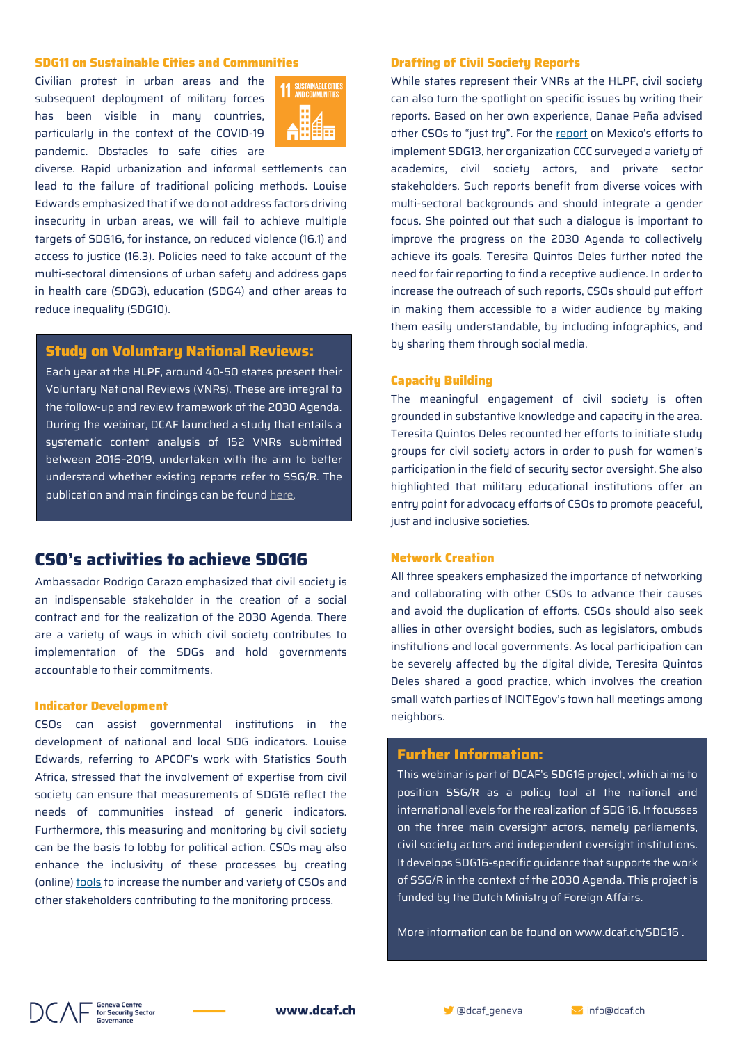### SDG11 on Sustainable Cities and Communities

Civilian protest in urban areas and the subsequent deployment of military forces has been visible in many countries, particularly in the context of the COVID-19 pandemic. Obstacles to safe cities are diverse. Rapid urbanization and informal settlements can lead to the failure of traditional policing methods. Louise Edwards emphasized that if we do not address factors driving insecurity in urban areas, we will fail to achieve multiple targets of SDG16, for instance, on reduced violence (16.1) and access to justice (16.3). Policies need to take account of the multi-sectoral dimensions of urban safety and address gaps in health care (SDG3), education (SDG4) and other areas to reduce inequality (SDG10).

### Study on Voluntary National Reviews:

Each year at the HLPF, around 40-50 states present their Voluntary National Reviews (VNRs). These are integral to the follow-up and review framework of the 2030 Agenda. During the webinar, DCAF launched a study that entails a systematic content analysis of 152 VNRs submitted between 2016-2019, undertaken with the aim to better understand whether existing reports refer to SSG/R. The publication and main findings can be found here.

## CSO's activities to achieve SDG16

Ambassador Rodrigo Carazo emphasized that civil society is an indispensable stakeholder in the creation of a social contract and for the realization of the 2030 Agenda. There are a variety of ways in which civil society contributes to implementation of the SDGs and hold governments accountable to their commitments.

### Indicator Development

CSOs can assist governmental institutions in the development of national and local SDG indicators. Louise Edwards, referring to APCOF's work with Statistics South Africa, stressed that the involvement of expertise from civil society can ensure that measurements of SDG16 reflect the needs of communities instead of generic indicators. Furthermore, this measuring and monitoring by civil society can be the basis to lobby for political action. CSOs may also enhance the inclusivity of these processes by creating (online) tools to increase the number and variety of CSOs and other stakeholders contributing to the monitoring process.

### Drafting of Civil Society Reports

While states represent their VNRs at the HLPF, civil society can also turn the spotlight on specific issues by writing their reports. Based on her own experience, Danae Peña advised other CSOs to "just try". For the report on Mexico's efforts to implement SDG13, her organization CCC surveyed a variety of academics, civil society actors, and private sector stakeholders. Such reports benefit from diverse voices with multi-sectoral backgrounds and should integrate a gender focus. She pointed out that such a dialogue is important to improve the progress on the 2030 Agenda to collectively achieve its goals. Teresita Quintos Deles further noted the need for fair reporting to find a receptive audience. In order to increase the outreach of such reports, CSOs should put effort in making them accessible to a wider audience by making them easily understandable, by including infographics, and by sharing them through social media.

### Capacity Building

The meaningful engagement of civil society is often grounded in substantive knowledge and capacity in the area. Teresita Quintos Deles recounted her efforts to initiate study groups for civil society actors in order to push for women's participation in the field of security sector oversight. She also highlighted that military educational institutions offer an entry point for advocacy efforts of CSOs to promote peaceful, just and inclusive societies.

### Network Creation

All three speakers emphasized the importance of networking and collaborating with other CSOs to advance their causes and avoid the duplication of efforts. CSOs should also seek allies in other oversight bodies, such as legislators, ombuds institutions and local governments. As local participation can be severely affected by the digital divide, Teresita Quintos Deles shared a good practice, which involves the creation small watch parties of INCITEgov's town hall meetings among neighbors.

### Further Information:

This webinar is part of DCAF's SDG16 project, which aims to position SSG/R as a policy tool at the national and international levels for the realization of SDG 16. It focusses on the three main oversight actors, namely parliaments, civil society actors and independent oversight institutions. It develops SDG16-specific guidance that supports the work of SSG/R in the context of the 2030 Agenda. This project is funded by the Dutch Ministry of Foreign Affairs.

More information can be found on www.dcaf.ch/SDG16 .